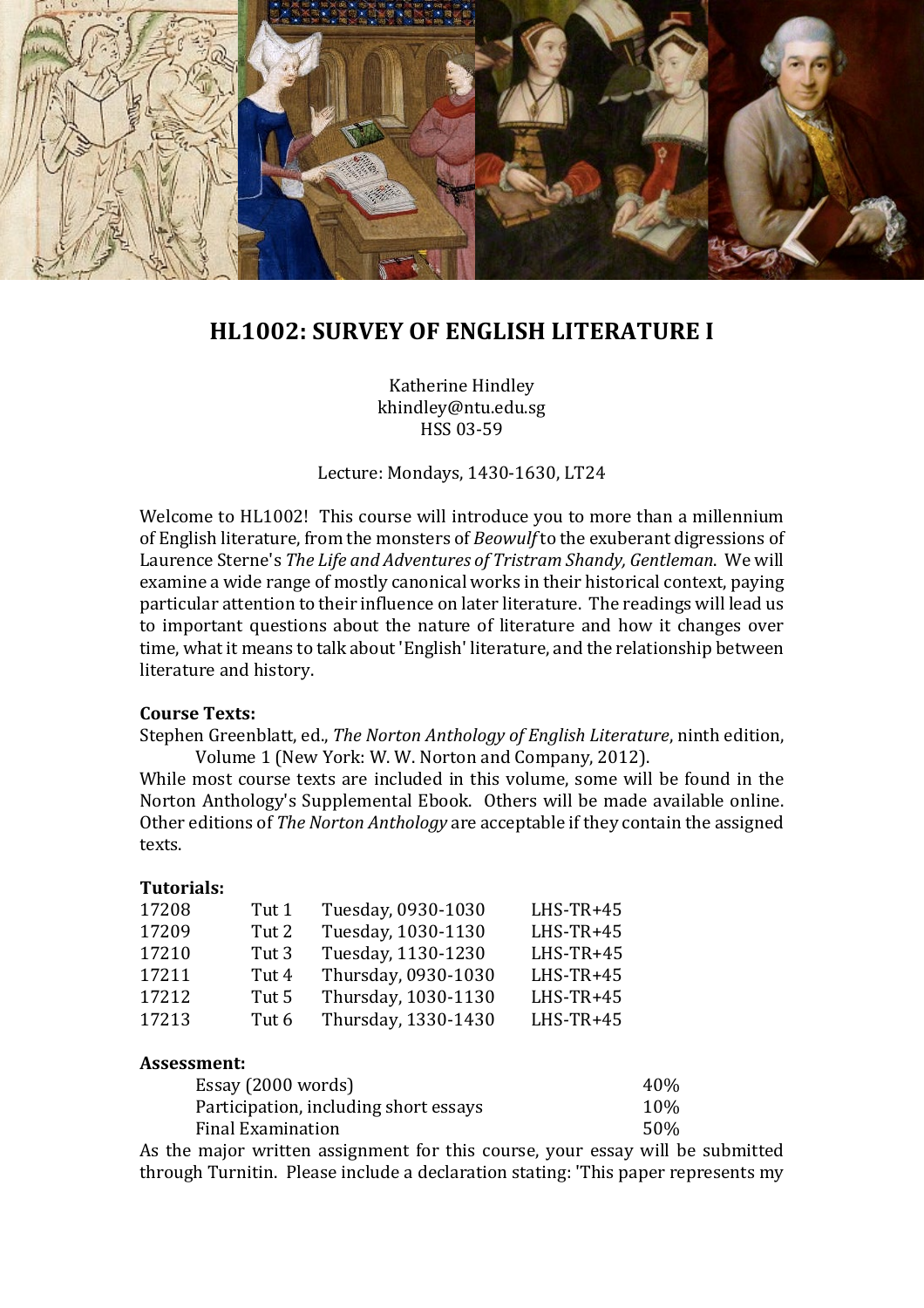# HL1002: SURVEY OF ENGLISH LITERATURE I

Katherine Hindley
khindley@ntu.edu.sg
HSS 03-59

Lecture: Mondays, 1430-1630, LT24

Welcome to HL1002! This course will introduce you to more than a millennium of English literature, from the monsters of *Beowulf* to the exuberant digressions of Laurence Sterne's *The Life and Adventures of Tristram Shandy, Gentleman*. We will examine a wide range of mostly canonical works in their historical context, paying particular attention to their influence on later literature. The readings will lead us to important questions about the nature of literature and how it changes over time, what it means to talk about 'English' literature, and the relationship between literature and history.

**Course Texts:**

Stephen Greenblatt, ed., *The Norton Anthology of English Literature*, ninth edition, Volume 1 (New York: W. W. Norton and Company, 2012).

While most course texts are included in this volume, some will be found in the Norton Anthology's Supplemental Ebook. Others will be made available online. Other editions of *The Norton Anthology* are acceptable if they contain the assigned texts.

**Tutorials:**

| | | | |
|---|---|---|---|
| 17208 | Tut 1 | Tuesday, 0930-1030 | LHS-TR+45 |
| 17209 | Tut 2 | Tuesday, 1030-1130 | LHS-TR+45 |
| 17210 | Tut 3 | Tuesday, 1130-1230 | LHS-TR+45 |
| 17211 | Tut 4 | Thursday, 0930-1030 | LHS-TR+45 |
| 17212 | Tut 5 | Thursday, 1030-1130 | LHS-TR+45 |
| 17213 | Tut 6 | Thursday, 1330-1430 | LHS-TR+45 |

**Assessment:**

| | |
|---|---|
| Essay (2000 words) | 40% |
| Participation, including short essays | 10% |
| Final Examination | 50% |

As the major written assignment for this course, your essay will be submitted through Turnitin. Please include a declaration stating: 'This paper represents my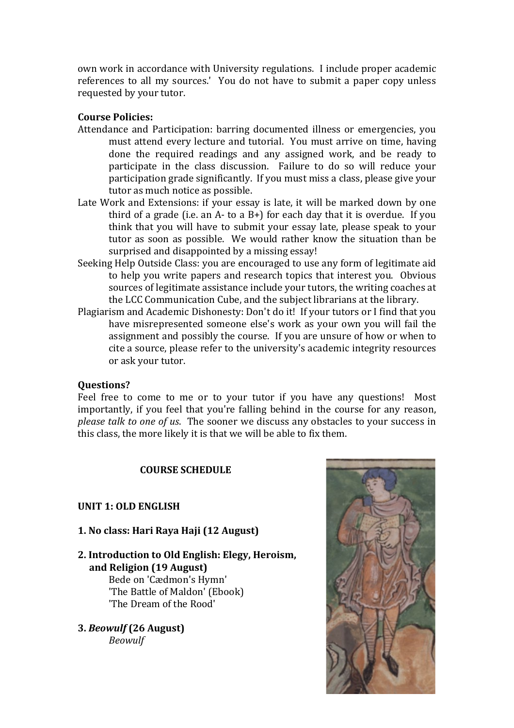own work in accordance with University regulations. I include proper academic references to all my sources.' You do not have to submit a paper copy unless requested by your tutor.

**Course Policies:**

Attendance and Participation: barring documented illness or emergencies, you must attend every lecture and tutorial. You must arrive on time, having done the required readings and any assigned work, and be ready to participate in the class discussion. Failure to do so will reduce your participation grade significantly. If you must miss a class, please give your tutor as much notice as possible.

Late Work and Extensions: if your essay is late, it will be marked down by one third of a grade (i.e. an A- to a B+) for each day that it is overdue. If you think that you will have to submit your essay late, please speak to your tutor as soon as possible. We would rather know the situation than be surprised and disappointed by a missing essay!

Seeking Help Outside Class: you are encouraged to use any form of legitimate aid to help you write papers and research topics that interest you. Obvious sources of legitimate assistance include your tutors, the writing coaches at the LCC Communication Cube, and the subject librarians at the library.

Plagiarism and Academic Dishonesty: Don't do it! If your tutors or I find that you have misrepresented someone else's work as your own you will fail the assignment and possibly the course. If you are unsure of how or when to cite a source, please refer to the university's academic integrity resources or ask your tutor.

**Questions?**

Feel free to come to me or to your tutor if you have any questions! Most importantly, if you feel that you're falling behind in the course for any reason, *please talk to one of us*. The sooner we discuss any obstacles to your success in this class, the more likely it is that we will be able to fix them.

## COURSE SCHEDULE

### UNIT 1: OLD ENGLISH

**1. No class: Hari Raya Haji (12 August)**

**2. Introduction to Old English: Elegy, Heroism, and Religion (19 August)**

Bede on 'Cædmon's Hymn'
'The Battle of Maldon' (Ebook)
'The Dream of the Rood'

**3. *Beowulf* (26 August)**

*Beowulf*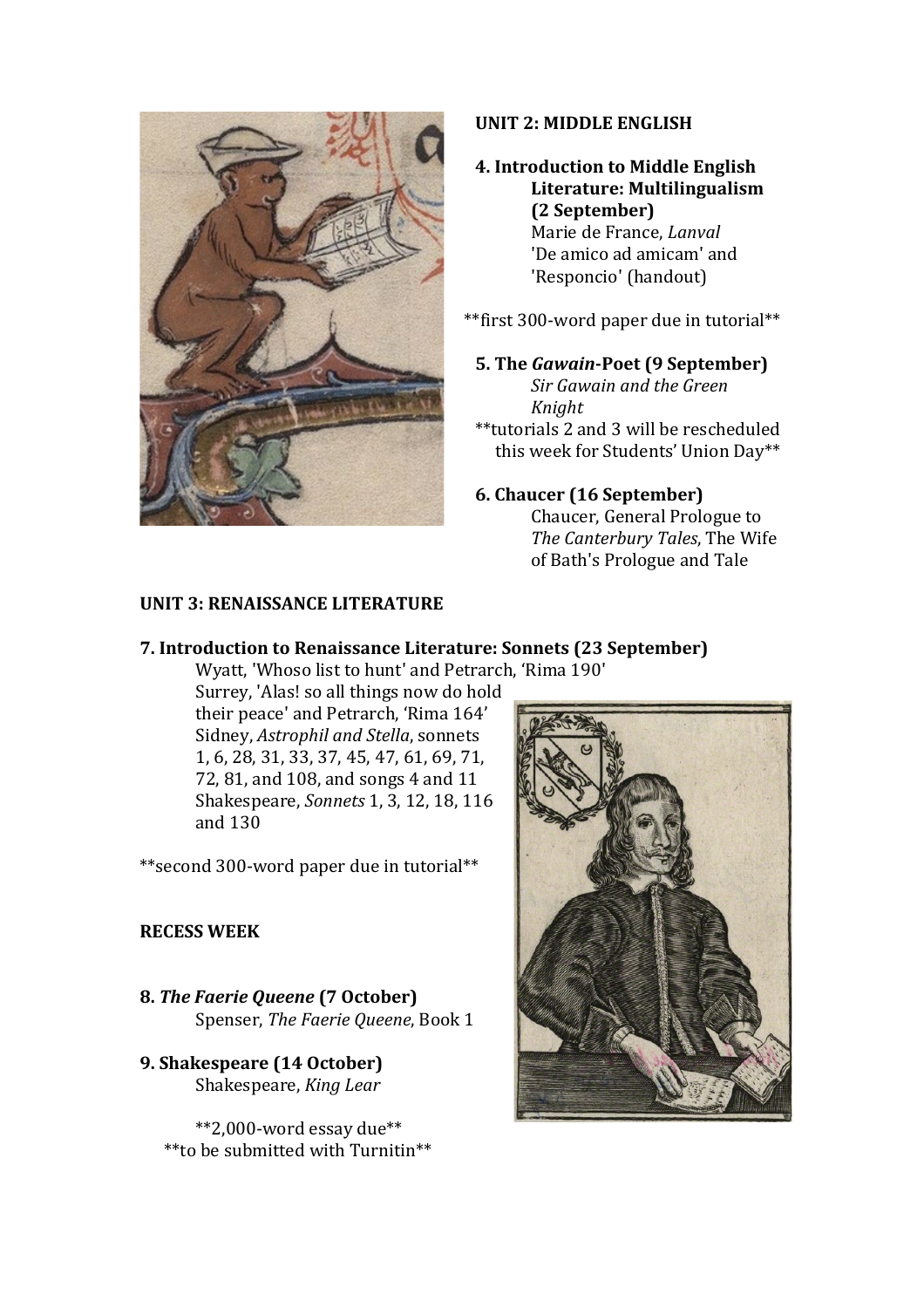## UNIT 2: MIDDLE ENGLISH

**4. Introduction to Middle English Literature: Multilingualism (2 September)**
Marie de France, *Lanval*
'De amico ad amicam' and 'Responcio' (handout)

**first 300-word paper due in tutorial**

**5. The *Gawain*-Poet (9 September)**
*Sir Gawain and the Green Knight*

**tutorials 2 and 3 will be rescheduled this week for Students' Union Day**

**6. Chaucer (16 September)**
Chaucer, General Prologue to *The Canterbury Tales*, The Wife of Bath's Prologue and Tale

## UNIT 3: RENAISSANCE LITERATURE

**7. Introduction to Renaissance Literature: Sonnets (23 September)**
Wyatt, 'Whoso list to hunt' and Petrarch, 'Rima 190'
Surrey, 'Alas! so all things now do hold their peace' and Petrarch, 'Rima 164'
Sidney, *Astrophil and Stella*, sonnets 1, 6, 28, 31, 33, 37, 45, 47, 61, 69, 71, 72, 81, and 108, and songs 4 and 11
Shakespeare, *Sonnets* 1, 3, 12, 18, 116 and 130

**second 300-word paper due in tutorial**

**RECESS WEEK**

**8. *The Faerie Queene* (7 October)**
Spenser, *The Faerie Queene*, Book 1

**9. Shakespeare (14 October)**
Shakespeare, *King Lear*

**2,000-word essay due**
**to be submitted with Turnitin**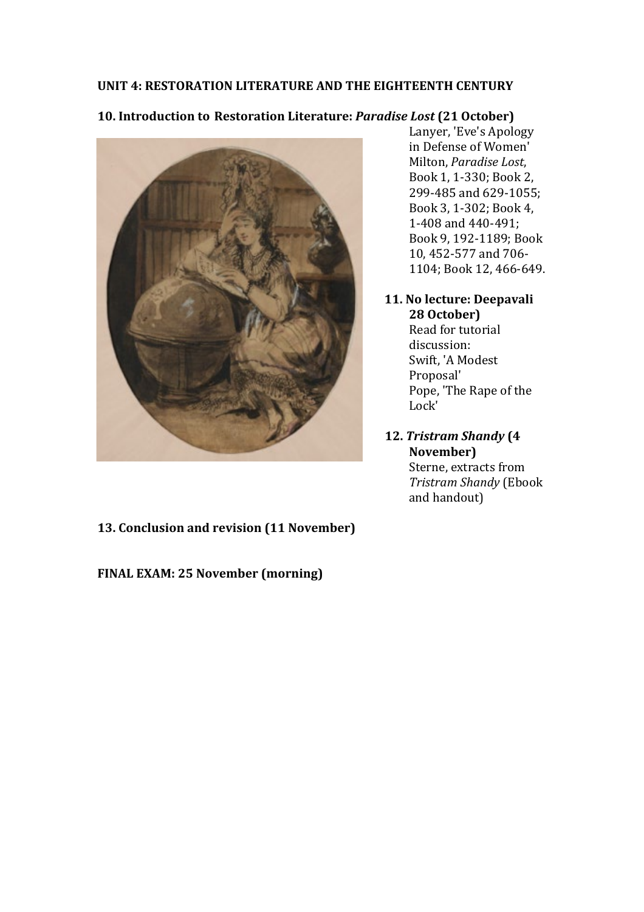**UNIT 4: RESTORATION LITERATURE AND THE EIGHTEENTH CENTURY**

**10. Introduction to Restoration Literature: *Paradise Lost* (21 October)**

Lanyer, 'Eve's Apology in Defense of Women'
Milton, *Paradise Lost*, Book 1, 1-330; Book 2, 299-485 and 629-1055; Book 3, 1-302; Book 4, 1-408 and 440-491; Book 9, 192-1189; Book 10, 452-577 and 706-1104; Book 12, 466-649.

**11. No lecture: Deepavali 28 October)**

Read for tutorial discussion:
Swift, 'A Modest Proposal'
Pope, 'The Rape of the Lock'

**12. *Tristram Shandy* (4 November)**

Sterne, extracts from *Tristram Shandy* (Ebook and handout)

**13. Conclusion and revision (11 November)**

**FINAL EXAM: 25 November (morning)**